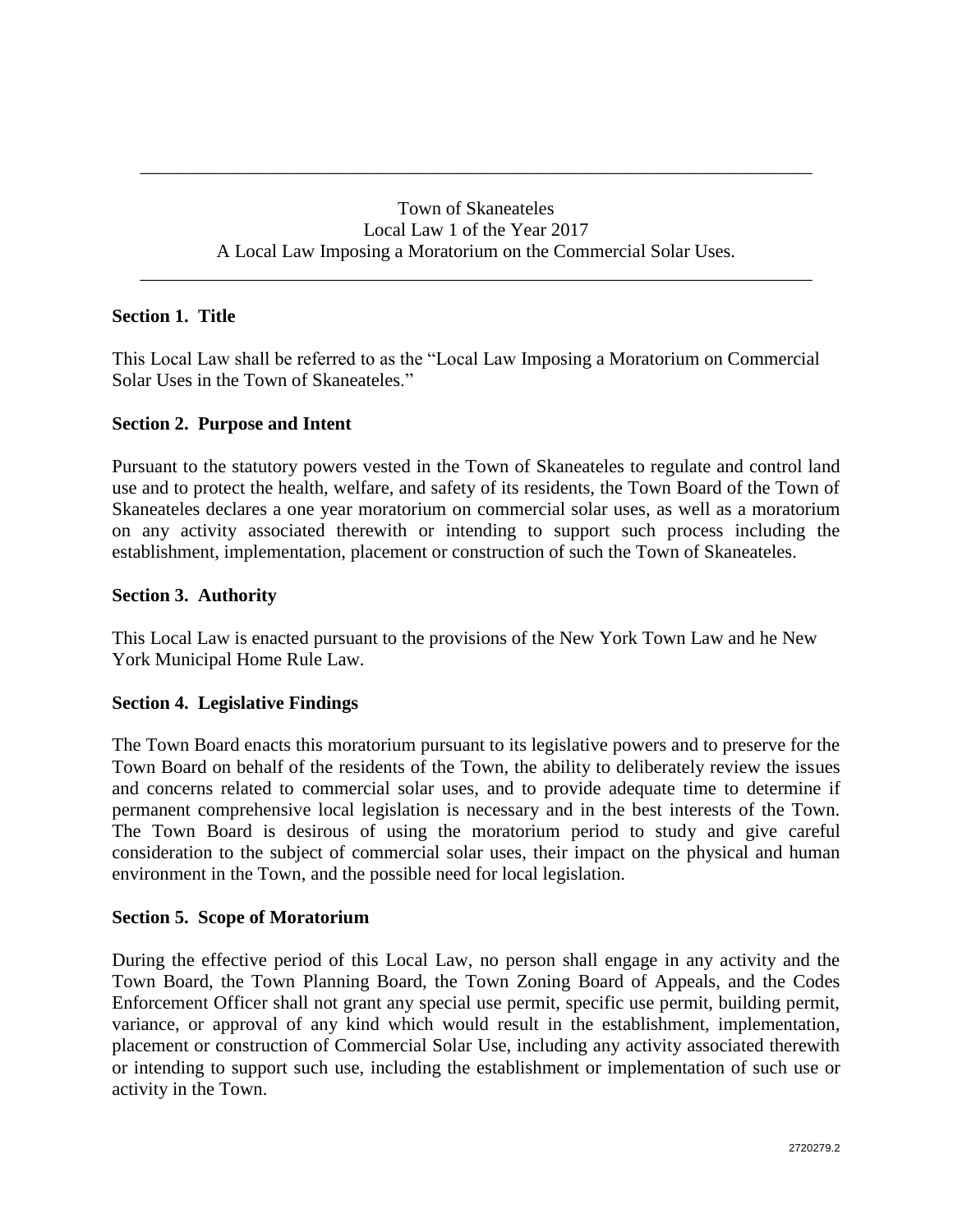Town of Skaneateles
Local Law 1 of the Year 2017
A Local Law Imposing a Moratorium on the Commercial Solar Uses.

---

**Section 1. Title**

This Local Law shall be referred to as the "Local Law Imposing a Moratorium on Commercial Solar Uses in the Town of Skaneateles."

**Section 2. Purpose and Intent**

Pursuant to the statutory powers vested in the Town of Skaneateles to regulate and control land use and to protect the health, welfare, and safety of its residents, the Town Board of the Town of Skaneateles declares a one year moratorium on commercial solar uses, as well as a moratorium on any activity associated therewith or intending to support such process including the establishment, implementation, placement or construction of such the Town of Skaneateles.

**Section 3. Authority**

This Local Law is enacted pursuant to the provisions of the New York Town Law and he New York Municipal Home Rule Law.

**Section 4. Legislative Findings**

The Town Board enacts this moratorium pursuant to its legislative powers and to preserve for the Town Board on behalf of the residents of the Town, the ability to deliberately review the issues and concerns related to commercial solar uses, and to provide adequate time to determine if permanent comprehensive local legislation is necessary and in the best interests of the Town. The Town Board is desirous of using the moratorium period to study and give careful consideration to the subject of commercial solar uses, their impact on the physical and human environment in the Town, and the possible need for local legislation.

**Section 5. Scope of Moratorium**

During the effective period of this Local Law, no person shall engage in any activity and the Town Board, the Town Planning Board, the Town Zoning Board of Appeals, and the Codes Enforcement Officer shall not grant any special use permit, specific use permit, building permit, variance, or approval of any kind which would result in the establishment, implementation, placement or construction of Commercial Solar Use, including any activity associated therewith or intending to support such use, including the establishment or implementation of such use or activity in the Town.

2720279.2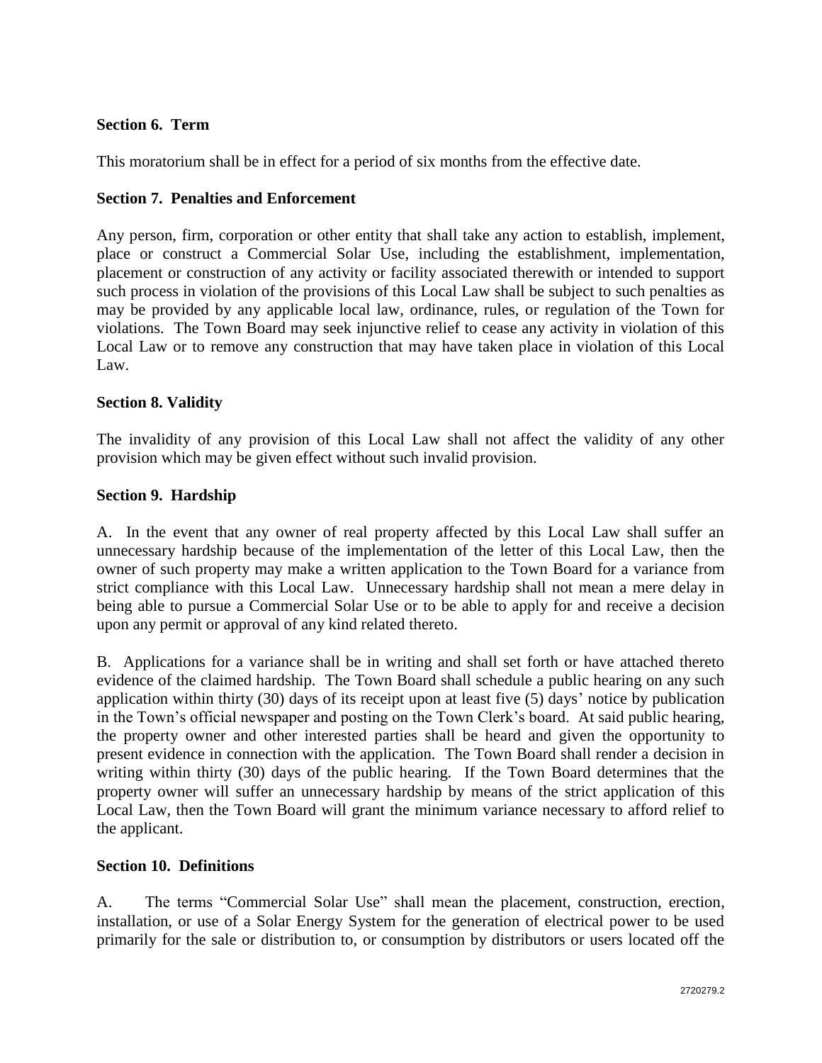**Section 6. Term**

This moratorium shall be in effect for a period of six months from the effective date.

**Section 7. Penalties and Enforcement**

Any person, firm, corporation or other entity that shall take any action to establish, implement, place or construct a Commercial Solar Use, including the establishment, implementation, placement or construction of any activity or facility associated therewith or intended to support such process in violation of the provisions of this Local Law shall be subject to such penalties as may be provided by any applicable local law, ordinance, rules, or regulation of the Town for violations. The Town Board may seek injunctive relief to cease any activity in violation of this Local Law or to remove any construction that may have taken place in violation of this Local Law.

**Section 8. Validity**

The invalidity of any provision of this Local Law shall not affect the validity of any other provision which may be given effect without such invalid provision.

**Section 9. Hardship**

A. In the event that any owner of real property affected by this Local Law shall suffer an unnecessary hardship because of the implementation of the letter of this Local Law, then the owner of such property may make a written application to the Town Board for a variance from strict compliance with this Local Law. Unnecessary hardship shall not mean a mere delay in being able to pursue a Commercial Solar Use or to be able to apply for and receive a decision upon any permit or approval of any kind related thereto.

B. Applications for a variance shall be in writing and shall set forth or have attached thereto evidence of the claimed hardship. The Town Board shall schedule a public hearing on any such application within thirty (30) days of its receipt upon at least five (5) days' notice by publication in the Town's official newspaper and posting on the Town Clerk's board. At said public hearing, the property owner and other interested parties shall be heard and given the opportunity to present evidence in connection with the application. The Town Board shall render a decision in writing within thirty (30) days of the public hearing. If the Town Board determines that the property owner will suffer an unnecessary hardship by means of the strict application of this Local Law, then the Town Board will grant the minimum variance necessary to afford relief to the applicant.

**Section 10. Definitions**

A. The terms "Commercial Solar Use" shall mean the placement, construction, erection, installation, or use of a Solar Energy System for the generation of electrical power to be used primarily for the sale or distribution to, or consumption by distributors or users located off the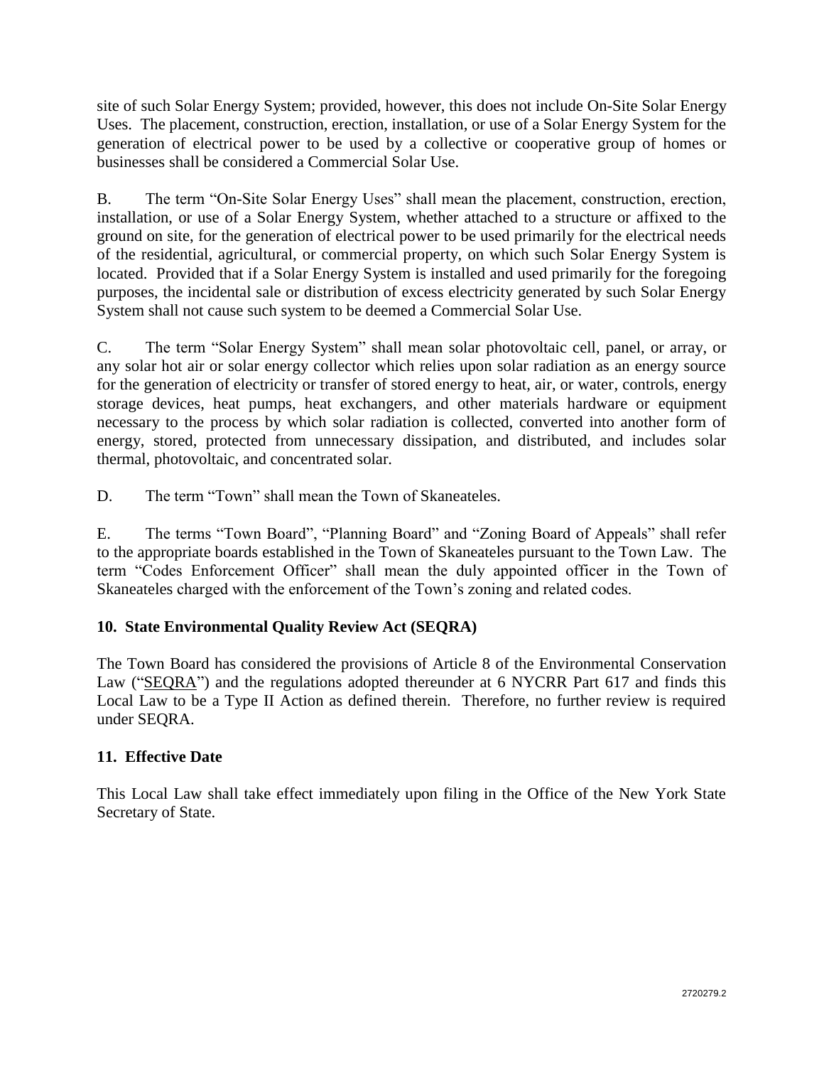site of such Solar Energy System; provided, however, this does not include On-Site Solar Energy Uses. The placement, construction, erection, installation, or use of a Solar Energy System for the generation of electrical power to be used by a collective or cooperative group of homes or businesses shall be considered a Commercial Solar Use.

B. The term "On-Site Solar Energy Uses" shall mean the placement, construction, erection, installation, or use of a Solar Energy System, whether attached to a structure or affixed to the ground on site, for the generation of electrical power to be used primarily for the electrical needs of the residential, agricultural, or commercial property, on which such Solar Energy System is located. Provided that if a Solar Energy System is installed and used primarily for the foregoing purposes, the incidental sale or distribution of excess electricity generated by such Solar Energy System shall not cause such system to be deemed a Commercial Solar Use.

C. The term "Solar Energy System" shall mean solar photovoltaic cell, panel, or array, or any solar hot air or solar energy collector which relies upon solar radiation as an energy source for the generation of electricity or transfer of stored energy to heat, air, or water, controls, energy storage devices, heat pumps, heat exchangers, and other materials hardware or equipment necessary to the process by which solar radiation is collected, converted into another form of energy, stored, protected from unnecessary dissipation, and distributed, and includes solar thermal, photovoltaic, and concentrated solar.

D. The term "Town" shall mean the Town of Skaneateles.

E. The terms "Town Board", "Planning Board" and "Zoning Board of Appeals" shall refer to the appropriate boards established in the Town of Skaneateles pursuant to the Town Law. The term "Codes Enforcement Officer" shall mean the duly appointed officer in the Town of Skaneateles charged with the enforcement of the Town's zoning and related codes.

**10. State Environmental Quality Review Act (SEQRA)**

The Town Board has considered the provisions of Article 8 of the Environmental Conservation Law ("SEQRA") and the regulations adopted thereunder at 6 NYCRR Part 617 and finds this Local Law to be a Type II Action as defined therein. Therefore, no further review is required under SEQRA.

**11. Effective Date**

This Local Law shall take effect immediately upon filing in the Office of the New York State Secretary of State.

2720279.2